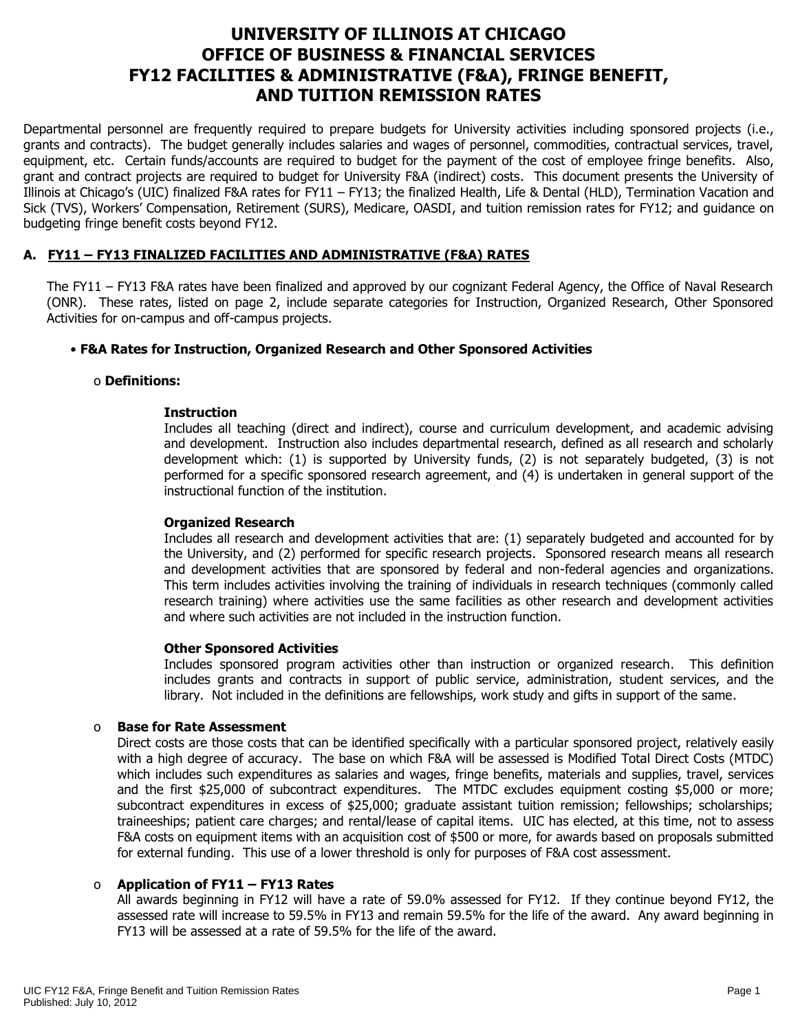# UNIVERSITY OF ILLINOIS AT CHICAGO
# OFFICE OF BUSINESS & FINANCIAL SERVICES
# FY12 FACILITIES & ADMINISTRATIVE (F&A), FRINGE BENEFIT, AND TUITION REMISSION RATES

Departmental personnel are frequently required to prepare budgets for University activities including sponsored projects (i.e., grants and contracts). The budget generally includes salaries and wages of personnel, commodities, contractual services, travel, equipment, etc. Certain funds/accounts are required to budget for the payment of the cost of employee fringe benefits. Also, grant and contract projects are required to budget for University F&A (indirect) costs. This document presents the University of Illinois at Chicago's (UIC) finalized F&A rates for FY11 – FY13; the finalized Health, Life & Dental (HLD), Termination Vacation and Sick (TVS), Workers' Compensation, Retirement (SURS), Medicare, OASDI, and tuition remission rates for FY12; and guidance on budgeting fringe benefit costs beyond FY12.

## A. FY11 – FY13 FINALIZED FACILITIES AND ADMINISTRATIVE (F&A) RATES

The FY11 – FY13 F&A rates have been finalized and approved by our cognizant Federal Agency, the Office of Naval Research (ONR). These rates, listed on page 2, include separate categories for Instruction, Organized Research, Other Sponsored Activities for on-campus and off-campus projects.

- **F&A Rates for Instruction, Organized Research and Other Sponsored Activities**

  - **Definitions:**

    **Instruction**
    Includes all teaching (direct and indirect), course and curriculum development, and academic advising and development. Instruction also includes departmental research, defined as all research and scholarly development which: (1) is supported by University funds, (2) is not separately budgeted, (3) is not performed for a specific sponsored research agreement, and (4) is undertaken in general support of the instructional function of the institution.

    **Organized Research**
    Includes all research and development activities that are: (1) separately budgeted and accounted for by the University, and (2) performed for specific research projects. Sponsored research means all research and development activities that are sponsored by federal and non-federal agencies and organizations. This term includes activities involving the training of individuals in research techniques (commonly called research training) where activities use the same facilities as other research and development activities and where such activities are not included in the instruction function.

    **Other Sponsored Activities**
    Includes sponsored program activities other than instruction or organized research. This definition includes grants and contracts in support of public service, administration, student services, and the library. Not included in the definitions are fellowships, work study and gifts in support of the same.

  - **Base for Rate Assessment**
    Direct costs are those costs that can be identified specifically with a particular sponsored project, relatively easily with a high degree of accuracy. The base on which F&A will be assessed is Modified Total Direct Costs (MTDC) which includes such expenditures as salaries and wages, fringe benefits, materials and supplies, travel, services and the first $25,000 of subcontract expenditures. The MTDC excludes equipment costing $5,000 or more; subcontract expenditures in excess of $25,000; graduate assistant tuition remission; fellowships; scholarships; traineeships; patient care charges; and rental/lease of capital items. UIC has elected, at this time, not to assess F&A costs on equipment items with an acquisition cost of $500 or more, for awards based on proposals submitted for external funding. This use of a lower threshold is only for purposes of F&A cost assessment.

  - **Application of FY11 – FY13 Rates**
    All awards beginning in FY12 will have a rate of 59.0% assessed for FY12. If they continue beyond FY12, the assessed rate will increase to 59.5% in FY13 and remain 59.5% for the life of the award. Any award beginning in FY13 will be assessed at a rate of 59.5% for the life of the award.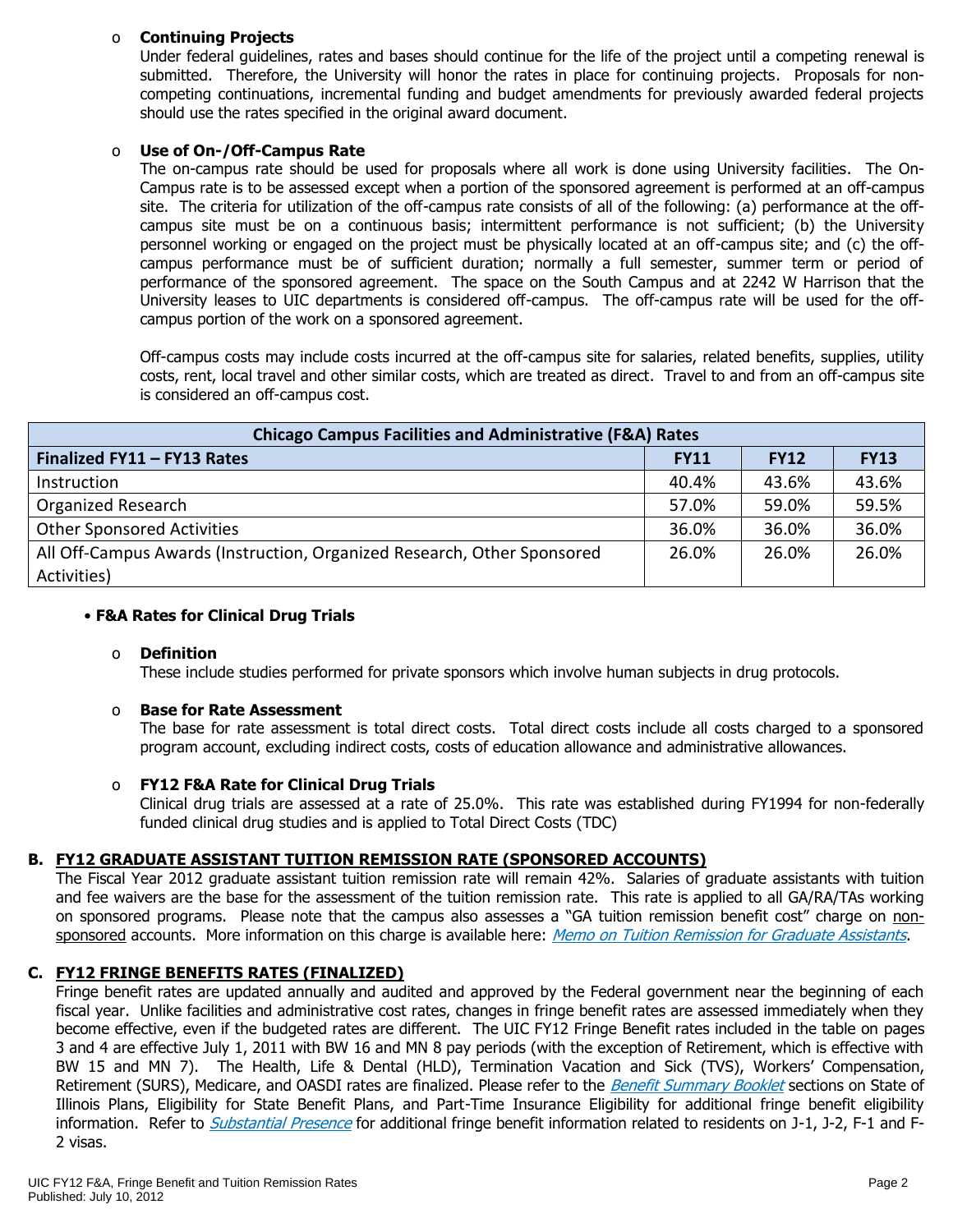- **Continuing Projects**

  Under federal guidelines, rates and bases should continue for the life of the project until a competing renewal is submitted. Therefore, the University will honor the rates in place for continuing projects. Proposals for non-competing continuations, incremental funding and budget amendments for previously awarded federal projects should use the rates specified in the original award document.

- **Use of On-/Off-Campus Rate**

  The on-campus rate should be used for proposals where all work is done using University facilities. The On-Campus rate is to be assessed except when a portion of the sponsored agreement is performed at an off-campus site. The criteria for utilization of the off-campus rate consists of all of the following: (a) performance at the off-campus site must be on a continuous basis; intermittent performance is not sufficient; (b) the University personnel working or engaged on the project must be physically located at an off-campus site; and (c) the off-campus performance must be of sufficient duration; normally a full semester, summer term or period of performance of the sponsored agreement. The space on the South Campus and at 2242 W Harrison that the University leases to UIC departments is considered off-campus. The off-campus rate will be used for the off-campus portion of the work on a sponsored agreement.

  Off-campus costs may include costs incurred at the off-campus site for salaries, related benefits, supplies, utility costs, rent, local travel and other similar costs, which are treated as direct. Travel to and from an off-campus site is considered an off-campus cost.

| Chicago Campus Facilities and Administrative (F&A) Rates | | | |
|---|---|---|---|
| **Finalized FY11 – FY13 Rates** | **FY11** | **FY12** | **FY13** |
| Instruction | 40.4% | 43.6% | 43.6% |
| Organized Research | 57.0% | 59.0% | 59.5% |
| Other Sponsored Activities | 36.0% | 36.0% | 36.0% |
| All Off-Campus Awards (Instruction, Organized Research, Other Sponsored Activities) | 26.0% | 26.0% | 26.0% |

- **F&A Rates for Clinical Drug Trials**

  - **Definition**

    These include studies performed for private sponsors which involve human subjects in drug protocols.

  - **Base for Rate Assessment**

    The base for rate assessment is total direct costs. Total direct costs include all costs charged to a sponsored program account, excluding indirect costs, costs of education allowance and administrative allowances.

  - **FY12 F&A Rate for Clinical Drug Trials**

    Clinical drug trials are assessed at a rate of 25.0%. This rate was established during FY1994 for non-federally funded clinical drug studies and is applied to Total Direct Costs (TDC)

## B. FY12 GRADUATE ASSISTANT TUITION REMISSION RATE (SPONSORED ACCOUNTS)

The Fiscal Year 2012 graduate assistant tuition remission rate will remain 42%. Salaries of graduate assistants with tuition and fee waivers are the base for the assessment of the tuition remission rate. This rate is applied to all GA/RA/TAs working on sponsored programs. Please note that the campus also assesses a "GA tuition remission benefit cost" charge on non-sponsored accounts. More information on this charge is available here: *Memo on Tuition Remission for Graduate Assistants*.

## C. FY12 FRINGE BENEFITS RATES (FINALIZED)

Fringe benefit rates are updated annually and audited and approved by the Federal government near the beginning of each fiscal year. Unlike facilities and administrative cost rates, changes in fringe benefit rates are assessed immediately when they become effective, even if the budgeted rates are different. The UIC FY12 Fringe Benefit rates included in the table on pages 3 and 4 are effective July 1, 2011 with BW 16 and MN 8 pay periods (with the exception of Retirement, which is effective with BW 15 and MN 7). The Health, Life & Dental (HLD), Termination Vacation and Sick (TVS), Workers' Compensation, Retirement (SURS), Medicare, and OASDI rates are finalized. Please refer to the *Benefit Summary Booklet* sections on State of Illinois Plans, Eligibility for State Benefit Plans, and Part-Time Insurance Eligibility for additional fringe benefit eligibility information. Refer to *Substantial Presence* for additional fringe benefit information related to residents on J-1, J-2, F-1 and F-2 visas.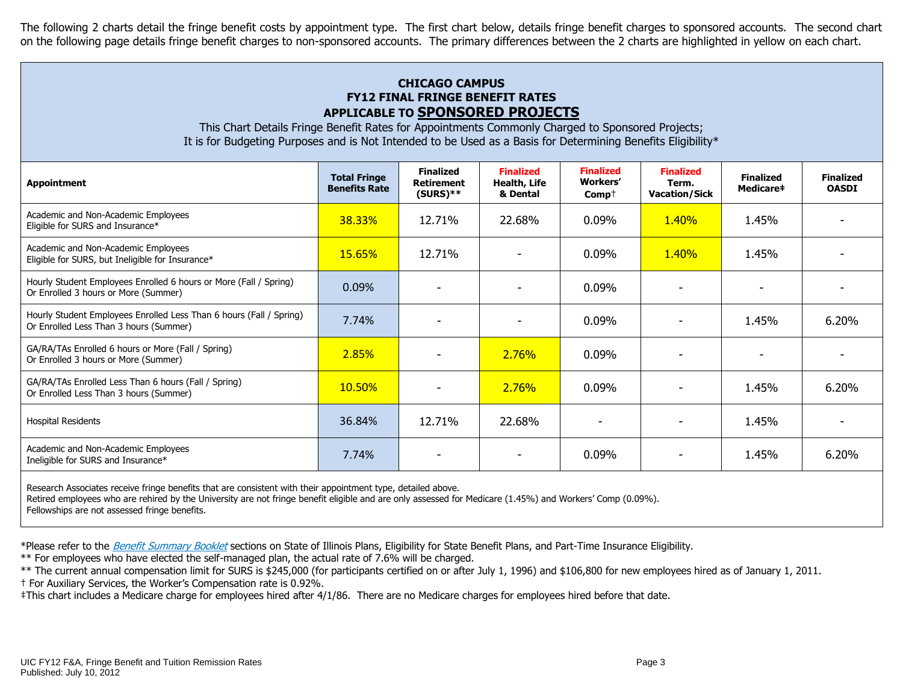The following 2 charts detail the fringe benefit costs by appointment type. The first chart below, details fringe benefit charges to sponsored accounts. The second chart on the following page details fringe benefit charges to non-sponsored accounts. The primary differences between the 2 charts are highlighted in yellow on each chart.

## CHICAGO CAMPUS
## FY12 FINAL FRINGE BENEFIT RATES
## APPLICABLE TO SPONSORED PROJECTS

This Chart Details Fringe Benefit Rates for Appointments Commonly Charged to Sponsored Projects;
It is for Budgeting Purposes and is Not Intended to be Used as a Basis for Determining Benefits Eligibility*

| Appointment | Total Fringe Benefits Rate | Finalized Retirement (SURS)** | Finalized Health, Life & Dental | Finalized Workers' Comp† | Finalized Term. Vacation/Sick | Finalized Medicare‡ | Finalized OASDI |
|---|---|---|---|---|---|---|---|
| Academic and Non-Academic Employees Eligible for SURS and Insurance* | 38.33% | 12.71% | 22.68% | 0.09% | 1.40% | 1.45% | - |
| Academic and Non-Academic Employees Eligible for SURS, but Ineligible for Insurance* | 15.65% | 12.71% | - | 0.09% | 1.40% | 1.45% | - |
| Hourly Student Employees Enrolled 6 hours or More (Fall / Spring) Or Enrolled 3 hours or More (Summer) | 0.09% | - | - | 0.09% | - | - | - |
| Hourly Student Employees Enrolled Less Than 6 hours (Fall / Spring) Or Enrolled Less Than 3 hours (Summer) | 7.74% | - | - | 0.09% | - | 1.45% | 6.20% |
| GA/RA/TAs Enrolled 6 hours or More (Fall / Spring) Or Enrolled 3 hours or More (Summer) | 2.85% | - | 2.76% | 0.09% | - | - | - |
| GA/RA/TAs Enrolled Less Than 6 hours (Fall / Spring) Or Enrolled Less Than 3 hours (Summer) | 10.50% | - | 2.76% | 0.09% | - | 1.45% | 6.20% |
| Hospital Residents | 36.84% | 12.71% | 22.68% | - | - | 1.45% | - |
| Academic and Non-Academic Employees Ineligible for SURS and Insurance* | 7.74% | - | - | 0.09% | - | 1.45% | 6.20% |

Research Associates receive fringe benefits that are consistent with their appointment type, detailed above.
Retired employees who are rehired by the University are not fringe benefit eligible and are only assessed for Medicare (1.45%) and Workers' Comp (0.09%).
Fellowships are not assessed fringe benefits.

*Please refer to the *Benefit Summary Booklet* sections on State of Illinois Plans, Eligibility for State Benefit Plans, and Part-Time Insurance Eligibility.
** For employees who have elected the self-managed plan, the actual rate of 7.6% will be charged.
** The current annual compensation limit for SURS is $245,000 (for participants certified on or after July 1, 1996) and $106,800 for new employees hired as of January 1, 2011.
† For Auxiliary Services, the Worker's Compensation rate is 0.92%.
‡This chart includes a Medicare charge for employees hired after 4/1/86. There are no Medicare charges for employees hired before that date.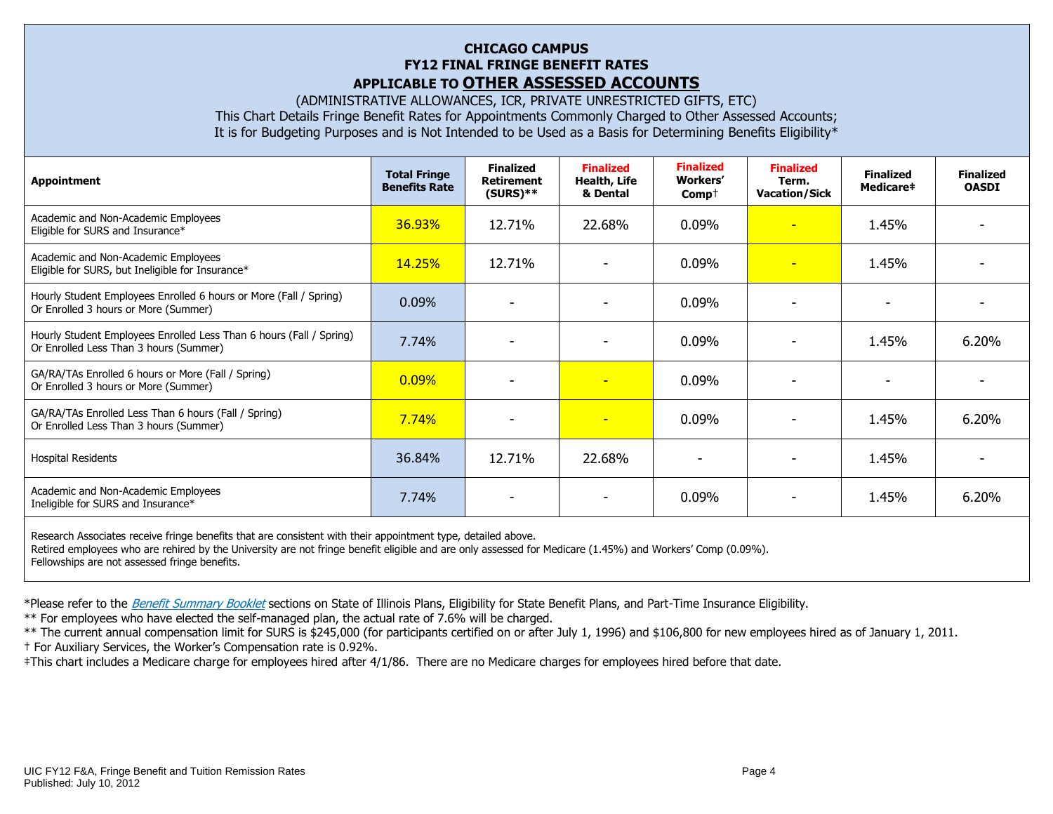# CHICAGO CAMPUS
## FY12 FINAL FRINGE BENEFIT RATES
## APPLICABLE TO OTHER ASSESSED ACCOUNTS

(ADMINISTRATIVE ALLOWANCES, ICR, PRIVATE UNRESTRICTED GIFTS, ETC)

This Chart Details Fringe Benefit Rates for Appointments Commonly Charged to Other Assessed Accounts;
It is for Budgeting Purposes and is Not Intended to be Used as a Basis for Determining Benefits Eligibility*

| Appointment | Total Fringe Benefits Rate | Finalized Retirement (SURS)** | Finalized Health, Life & Dental | Finalized Workers' Comp† | Finalized Term. Vacation/Sick | Finalized Medicare‡ | Finalized OASDI |
|---|---|---|---|---|---|---|---|
| Academic and Non-Academic Employees Eligible for SURS and Insurance* | 36.93% | 12.71% | 22.68% | 0.09% | - | 1.45% | - |
| Academic and Non-Academic Employees Eligible for SURS, but Ineligible for Insurance* | 14.25% | 12.71% | - | 0.09% | - | 1.45% | - |
| Hourly Student Employees Enrolled 6 hours or More (Fall / Spring) Or Enrolled 3 hours or More (Summer) | 0.09% | - | - | 0.09% | - | - | - |
| Hourly Student Employees Enrolled Less Than 6 hours (Fall / Spring) Or Enrolled Less Than 3 hours (Summer) | 7.74% | - | - | 0.09% | - | 1.45% | 6.20% |
| GA/RA/TAs Enrolled 6 hours or More (Fall / Spring) Or Enrolled 3 hours or More (Summer) | 0.09% | - | - | 0.09% | - | - | - |
| GA/RA/TAs Enrolled Less Than 6 hours (Fall / Spring) Or Enrolled Less Than 3 hours (Summer) | 7.74% | - | - | 0.09% | - | 1.45% | 6.20% |
| Hospital Residents | 36.84% | 12.71% | 22.68% | - | - | 1.45% | - |
| Academic and Non-Academic Employees Ineligible for SURS and Insurance* | 7.74% | - | - | 0.09% | - | 1.45% | 6.20% |

Research Associates receive fringe benefits that are consistent with their appointment type, detailed above.
Retired employees who are rehired by the University are not fringe benefit eligible and are only assessed for Medicare (1.45%) and Workers' Comp (0.09%).
Fellowships are not assessed fringe benefits.

*Please refer to the *Benefit Summary Booklet* sections on State of Illinois Plans, Eligibility for State Benefit Plans, and Part-Time Insurance Eligibility.

** For employees who have elected the self-managed plan, the actual rate of 7.6% will be charged.

** The current annual compensation limit for SURS is $245,000 (for participants certified on or after July 1, 1996) and $106,800 for new employees hired as of January 1, 2011.

† For Auxiliary Services, the Worker's Compensation rate is 0.92%.

‡This chart includes a Medicare charge for employees hired after 4/1/86. There are no Medicare charges for employees hired before that date.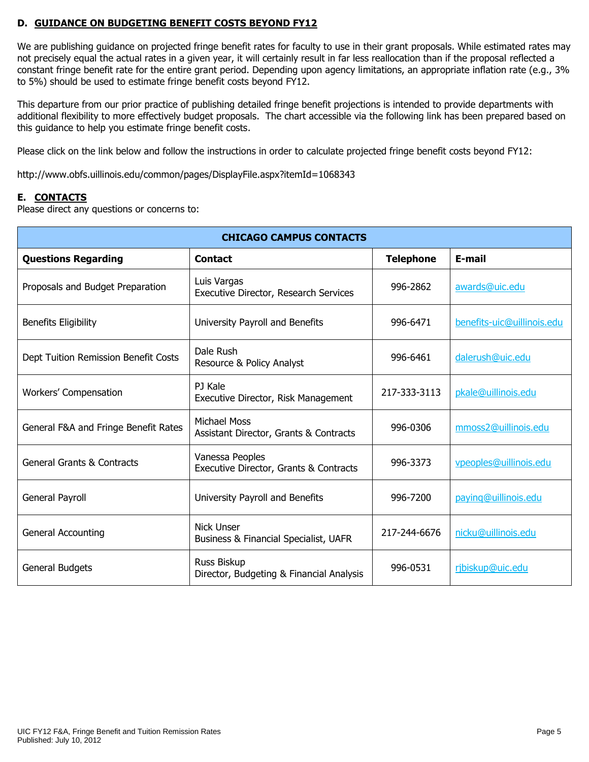## D. GUIDANCE ON BUDGETING BENEFIT COSTS BEYOND FY12

We are publishing guidance on projected fringe benefit rates for faculty to use in their grant proposals. While estimated rates may not precisely equal the actual rates in a given year, it will certainly result in far less reallocation than if the proposal reflected a constant fringe benefit rate for the entire grant period. Depending upon agency limitations, an appropriate inflation rate (e.g., 3% to 5%) should be used to estimate fringe benefit costs beyond FY12.

This departure from our prior practice of publishing detailed fringe benefit projections is intended to provide departments with additional flexibility to more effectively budget proposals. The chart accessible via the following link has been prepared based on this guidance to help you estimate fringe benefit costs.

Please click on the link below and follow the instructions in order to calculate projected fringe benefit costs beyond FY12:

http://www.obfs.uillinois.edu/common/pages/DisplayFile.aspx?itemId=1068343

## E. CONTACTS

Please direct any questions or concerns to:

| CHICAGO CAMPUS CONTACTS | | | |
|---|---|---|---|
| **Questions Regarding** | **Contact** | **Telephone** | **E-mail** |
| Proposals and Budget Preparation | Luis Vargas<br>Executive Director, Research Services | 996-2862 | awards@uic.edu |
| Benefits Eligibility | University Payroll and Benefits | 996-6471 | benefits-uic@uillinois.edu |
| Dept Tuition Remission Benefit Costs | Dale Rush<br>Resource & Policy Analyst | 996-6461 | dalerush@uic.edu |
| Workers' Compensation | PJ Kale<br>Executive Director, Risk Management | 217-333-3113 | pkale@uillinois.edu |
| General F&A and Fringe Benefit Rates | Michael Moss<br>Assistant Director, Grants & Contracts | 996-0306 | mmoss2@uillinois.edu |
| General Grants & Contracts | Vanessa Peoples<br>Executive Director, Grants & Contracts | 996-3373 | vpeoples@uillinois.edu |
| General Payroll | University Payroll and Benefits | 996-7200 | payinq@uillinois.edu |
| General Accounting | Nick Unser<br>Business & Financial Specialist, UAFR | 217-244-6676 | nicku@uillinois.edu |
| General Budgets | Russ Biskup<br>Director, Budgeting & Financial Analysis | 996-0531 | rjbiskup@uic.edu |